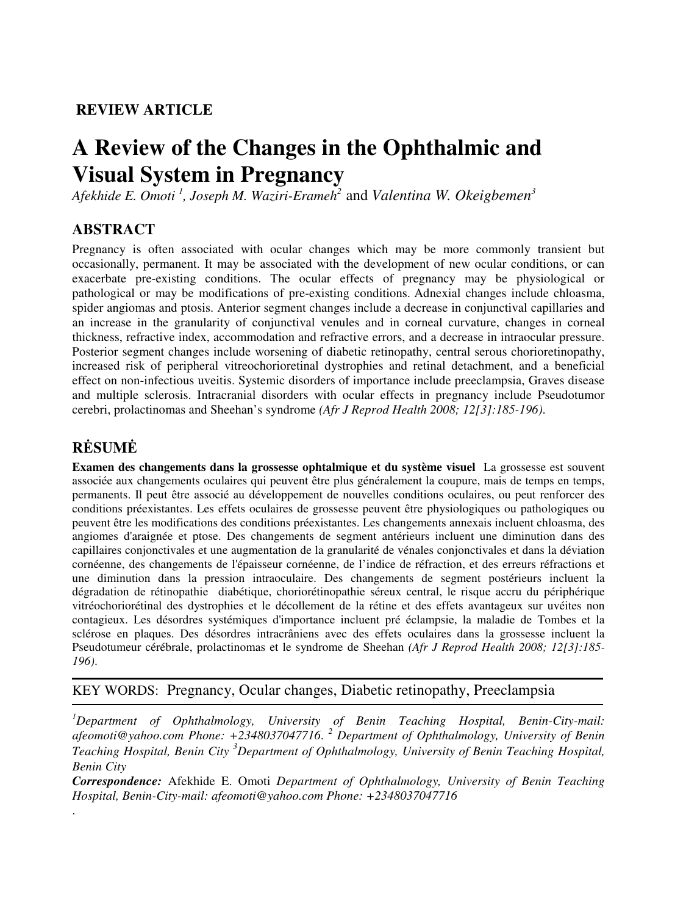**REVIEW ARTICLE**

# A Review of the Changes in the Ophthalmic and Visual System in Pregnancy

*Afekhide E. Omoti [1], Joseph M. Waziri-Erameh[2]* and *Valentina W. Okeigbemen[3]*

## ABSTRACT

Pregnancy is often associated with ocular changes which may be more commonly transient but occasionally, permanent. It may be associated with the development of new ocular conditions, or can exacerbate pre-existing conditions. The ocular effects of pregnancy may be physiological or pathological or may be modifications of pre-existing conditions. Adnexial changes include chloasma, spider angiomas and ptosis. Anterior segment changes include a decrease in conjunctival capillaries and an increase in the granularity of conjunctival venules and in corneal curvature, changes in corneal thickness, refractive index, accommodation and refractive errors, and a decrease in intraocular pressure. Posterior segment changes include worsening of diabetic retinopathy, central serous chorioretinopathy, increased risk of peripheral vitreochorioretinal dystrophies and retinal detachment, and a beneficial effect on non-infectious uveitis. Systemic disorders of importance include preeclampsia, Graves disease and multiple sclerosis. Intracranial disorders with ocular effects in pregnancy include Pseudotumor cerebri, prolactinomas and Sheehan's syndrome *(Afr J Reprod Health 2008; 12[3]:185-196).*

## RĖSUMĖ

**Examen des changements dans la grossesse ophtalmique et du système visuel** La grossesse est souvent associée aux changements oculaires qui peuvent être plus généralement la coupure, mais de temps en temps, permanents. Il peut être associé au développement de nouvelles conditions oculaires, ou peut renforcer des conditions préexistantes. Les effets oculaires de grossesse peuvent être physiologiques ou pathologiques ou peuvent être les modifications des conditions préexistantes. Les changements annexais incluent chloasma, des angiomes d'araignée et ptose. Des changements de segment antérieurs incluent une diminution dans des capillaires conjonctivales et une augmentation de la granularité de vénales conjonctivales et dans la déviation cornéenne, des changements de l'épaisseur cornéenne, de l'indice de réfraction, et des erreurs réfractions et une diminution dans la pression intraoculaire. Des changements de segment postérieurs incluent la dégradation de rétinopathie diabétique, choriorétinopathie séreux central, le risque accru du périphérique vitréochoriorétinal des dystrophies et le décollement de la rétine et des effets avantageux sur uvéites non contagieux. Les désordres systémiques d'importance incluent pré éclampsie, la maladie de Tombes et la sclérose en plaques. Des désordres intracrâniens avec des effets oculaires dans la grossesse incluent la Pseudotumeur cérébrale, prolactinomas et le syndrome de Sheehan *(Afr J Reprod Health 2008; 12[3]:185-196).*

---

KEY WORDS: Pregnancy, Ocular changes, Diabetic retinopathy, Preeclampsia

---

*[1]Department of Ophthalmology, University of Benin Teaching Hospital, Benin-City-mail: afeomoti@yahoo.com Phone: +2348037047716. [2] Department of Ophthalmology, University of Benin Teaching Hospital, Benin City [3]Department of Ophthalmology, University of Benin Teaching Hospital, Benin City*

***Correspondence:*** Afekhide E. Omoti *Department of Ophthalmology, University of Benin Teaching Hospital, Benin-City-mail: afeomoti@yahoo.com Phone: +2348037047716*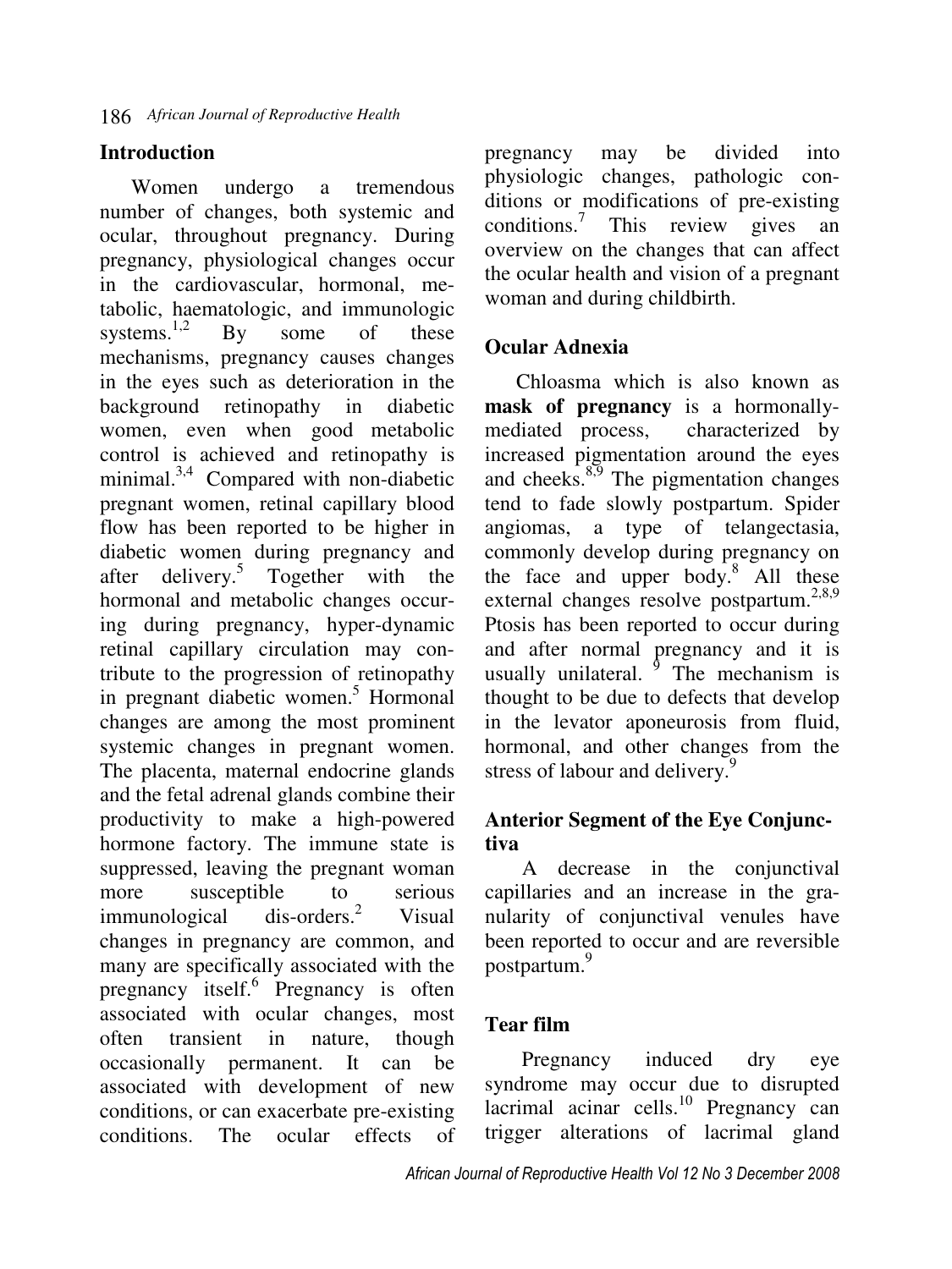## Introduction

Women undergo a tremendous number of changes, both systemic and ocular, throughout pregnancy. During pregnancy, physiological changes occur in the cardiovascular, hormonal, metabolic, haematologic, and immunologic systems.[1,2] By some of these mechanisms, pregnancy causes changes in the eyes such as deterioration in the background retinopathy in diabetic women, even when good metabolic control is achieved and retinopathy is minimal.[3,4] Compared with non-diabetic pregnant women, retinal capillary blood flow has been reported to be higher in diabetic women during pregnancy and after delivery.[5] Together with the hormonal and metabolic changes occurring during pregnancy, hyper-dynamic retinal capillary circulation may contribute to the progression of retinopathy in pregnant diabetic women.[5] Hormonal changes are among the most prominent systemic changes in pregnant women. The placenta, maternal endocrine glands and the fetal adrenal glands combine their productivity to make a high-powered hormone factory. The immune state is suppressed, leaving the pregnant woman more susceptible to serious immunological dis-orders.[2] Visual changes in pregnancy are common, and many are specifically associated with the pregnancy itself.[6] Pregnancy is often associated with ocular changes, most often transient in nature, though occasionally permanent. It can be associated with development of new conditions, or can exacerbate pre-existing conditions. The ocular effects of pregnancy may be divided into physiologic changes, pathologic conditions or modifications of pre-existing conditions.[7] This review gives an overview on the changes that can affect the ocular health and vision of a pregnant woman and during childbirth.

## Ocular Adnexia

Chloasma which is also known as **mask of pregnancy** is a hormonally-mediated process, characterized by increased pigmentation around the eyes and cheeks.[8,9] The pigmentation changes tend to fade slowly postpartum. Spider angiomas, a type of telangectasia, commonly develop during pregnancy on the face and upper body.[8] All these external changes resolve postpartum.[2,8,9] Ptosis has been reported to occur during and after normal pregnancy and it is usually unilateral.[9] The mechanism is thought to be due to defects that develop in the levator aponeurosis from fluid, hormonal, and other changes from the stress of labour and delivery.[9]

## Anterior Segment of the Eye Conjunctiva

A decrease in the conjunctival capillaries and an increase in the granularity of conjunctival venules have been reported to occur and are reversible postpartum.[9]

## Tear film

Pregnancy induced dry eye syndrome may occur due to disrupted lacrimal acinar cells.[10] Pregnancy can trigger alterations of lacrimal gland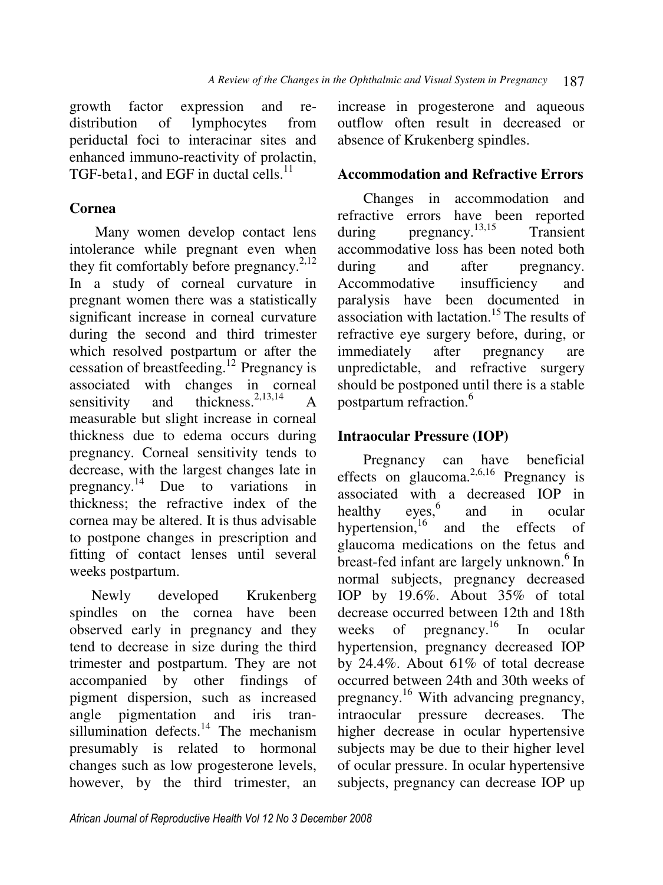growth factor expression and re-distribution of lymphocytes from periductal foci to interacinar sites and enhanced immuno-reactivity of prolactin, TGF-beta1, and EGF in ductal cells.[11]

## Cornea

Many women develop contact lens intolerance while pregnant even when they fit comfortably before pregnancy.[2,12] In a study of corneal curvature in pregnant women there was a statistically significant increase in corneal curvature during the second and third trimester which resolved postpartum or after the cessation of breastfeeding.[12] Pregnancy is associated with changes in corneal sensitivity and thickness.[2,13,14] A measurable but slight increase in corneal thickness due to edema occurs during pregnancy. Corneal sensitivity tends to decrease, with the largest changes late in pregnancy.[14] Due to variations in thickness; the refractive index of the cornea may be altered. It is thus advisable to postpone changes in prescription and fitting of contact lenses until several weeks postpartum.

Newly developed Krukenberg spindles on the cornea have been observed early in pregnancy and they tend to decrease in size during the third trimester and postpartum. They are not accompanied by other findings of pigment dispersion, such as increased angle pigmentation and iris tran-sillumination defects.[14] The mechanism presumably is related to hormonal changes such as low progesterone levels, however, by the third trimester, an increase in progesterone and aqueous outflow often result in decreased or absence of Krukenberg spindles.

## Accommodation and Refractive Errors

Changes in accommodation and refractive errors have been reported during pregnancy.[13,15] Transient accommodative loss has been noted both during and after pregnancy. Accommodative insufficiency and paralysis have been documented in association with lactation.[15] The results of refractive eye surgery before, during, or immediately after pregnancy are unpredictable, and refractive surgery should be postponed until there is a stable postpartum refraction.[6]

## Intraocular Pressure (IOP)

Pregnancy can have beneficial effects on glaucoma.[2,6,16] Pregnancy is associated with a decreased IOP in healthy eyes,[6] and in ocular hypertension,[16] and the effects of glaucoma medications on the fetus and breast-fed infant are largely unknown.[6] In normal subjects, pregnancy decreased IOP by 19.6%. About 35% of total decrease occurred between 12th and 18th weeks of pregnancy.[16] In ocular hypertension, pregnancy decreased IOP by 24.4%. About 61% of total decrease occurred between 24th and 30th weeks of pregnancy.[16] With advancing pregnancy, intraocular pressure decreases. The higher decrease in ocular hypertensive subjects may be due to their higher level of ocular pressure. In ocular hypertensive subjects, pregnancy can decrease IOP up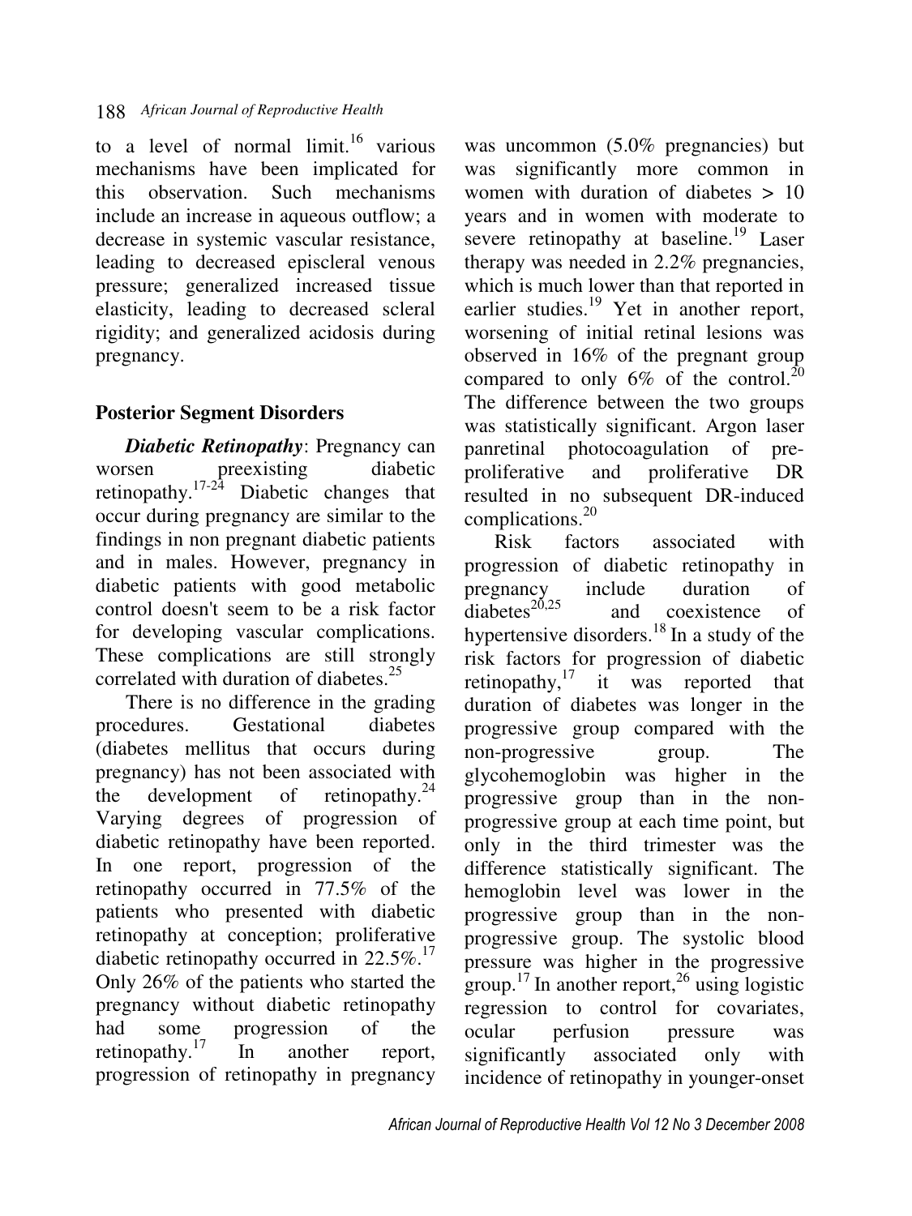to a level of normal limit.[16] various mechanisms have been implicated for this observation. Such mechanisms include an increase in aqueous outflow; a decrease in systemic vascular resistance, leading to decreased episcleral venous pressure; generalized increased tissue elasticity, leading to decreased scleral rigidity; and generalized acidosis during pregnancy.

## Posterior Segment Disorders

***Diabetic Retinopathy***: Pregnancy can worsen preexisting diabetic retinopathy.[17-24] Diabetic changes that occur during pregnancy are similar to the findings in non pregnant diabetic patients and in males. However, pregnancy in diabetic patients with good metabolic control doesn't seem to be a risk factor for developing vascular complications. These complications are still strongly correlated with duration of diabetes.[25]

There is no difference in the grading procedures. Gestational diabetes (diabetes mellitus that occurs during pregnancy) has not been associated with the development of retinopathy.[24] Varying degrees of progression of diabetic retinopathy have been reported. In one report, progression of the retinopathy occurred in 77.5% of the patients who presented with diabetic retinopathy at conception; proliferative diabetic retinopathy occurred in 22.5%.[17] Only 26% of the patients who started the pregnancy without diabetic retinopathy had some progression of the retinopathy.[17] In another report, progression of retinopathy in pregnancy was uncommon (5.0% pregnancies) but was significantly more common in women with duration of diabetes > 10 years and in women with moderate to severe retinopathy at baseline.[19] Laser therapy was needed in 2.2% pregnancies, which is much lower than that reported in earlier studies.[19] Yet in another report, worsening of initial retinal lesions was observed in 16% of the pregnant group compared to only 6% of the control.[20] The difference between the two groups was statistically significant. Argon laser panretinal photocoagulation of pre-proliferative and proliferative DR resulted in no subsequent DR-induced complications.[20]

Risk factors associated with progression of diabetic retinopathy in pregnancy include duration of diabetes[20,25] and coexistence of hypertensive disorders.[18] In a study of the risk factors for progression of diabetic retinopathy,[17] it was reported that duration of diabetes was longer in the progressive group compared with the non-progressive group. The glycohemoglobin was higher in the progressive group than in the non-progressive group at each time point, but only in the third trimester was the difference statistically significant. The hemoglobin level was lower in the progressive group than in the non-progressive group. The systolic blood pressure was higher in the progressive group.[17] In another report,[26] using logistic regression to control for covariates, ocular perfusion pressure was significantly associated only with incidence of retinopathy in younger-onset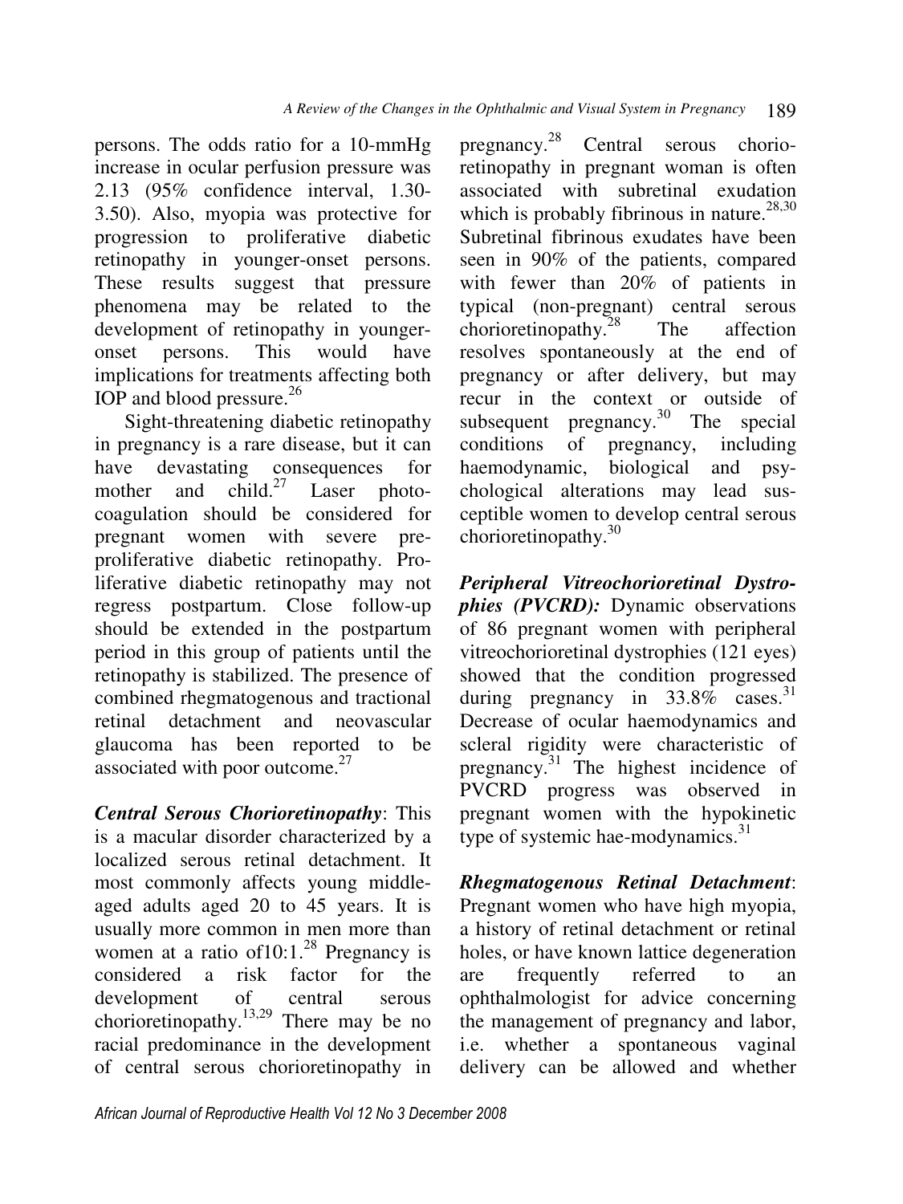persons. The odds ratio for a 10-mmHg increase in ocular perfusion pressure was 2.13 (95% confidence interval, 1.30-3.50). Also, myopia was protective for progression to proliferative diabetic retinopathy in younger-onset persons. These results suggest that pressure phenomena may be related to the development of retinopathy in younger-onset persons. This would have implications for treatments affecting both IOP and blood pressure.[26]

Sight-threatening diabetic retinopathy in pregnancy is a rare disease, but it can have devastating consequences for mother and child.[27] Laser photocoagulation should be considered for pregnant women with severe pre-proliferative diabetic retinopathy. Proliferative diabetic retinopathy may not regress postpartum. Close follow-up should be extended in the postpartum period in this group of patients until the retinopathy is stabilized. The presence of combined rhegmatogenous and tractional retinal detachment and neovascular glaucoma has been reported to be associated with poor outcome.[27]

***Central Serous Chorioretinopathy***: This is a macular disorder characterized by a localized serous retinal detachment. It most commonly affects young middle-aged adults aged 20 to 45 years. It is usually more common in men more than women at a ratio of10:1.[28] Pregnancy is considered a risk factor for the development of central serous chorioretinopathy.[13,29] There may be no racial predominance in the development of central serous chorioretinopathy in pregnancy.[28] Central serous chorio-retinopathy in pregnant woman is often associated with subretinal exudation which is probably fibrinous in nature.[28,30] Subretinal fibrinous exudates have been seen in 90% of the patients, compared with fewer than 20% of patients in typical (non-pregnant) central serous chorioretinopathy.[28] The affection resolves spontaneously at the end of pregnancy or after delivery, but may recur in the context or outside of subsequent pregnancy.[30] The special conditions of pregnancy, including haemodynamic, biological and psychological alterations may lead susceptible women to develop central serous chorioretinopathy.[30]

***Peripheral Vitreochorioretinal Dystrophies (PVCRD):*** Dynamic observations of 86 pregnant women with peripheral vitreochorioretinal dystrophies (121 eyes) showed that the condition progressed during pregnancy in 33.8% cases.[31] Decrease of ocular haemodynamics and scleral rigidity were characteristic of pregnancy.[31] The highest incidence of PVCRD progress was observed in pregnant women with the hypokinetic type of systemic hae-modynamics.[31]

***Rhegmatogenous Retinal Detachment***: Pregnant women who have high myopia, a history of retinal detachment or retinal holes, or have known lattice degeneration are frequently referred to an ophthalmologist for advice concerning the management of pregnancy and labor, i.e. whether a spontaneous vaginal delivery can be allowed and whether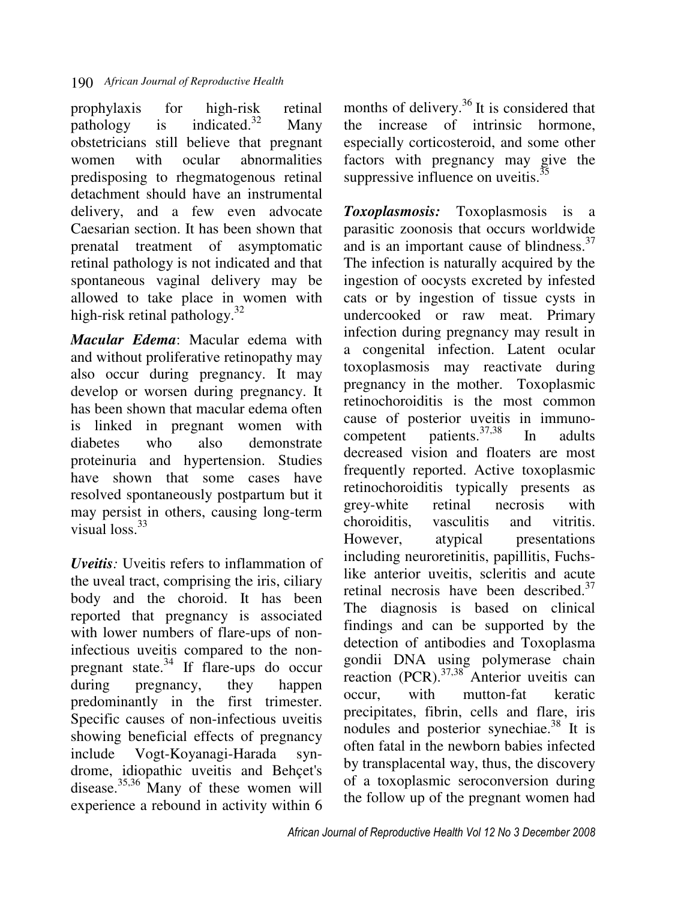prophylaxis for high-risk retinal pathology is indicated.[32] Many obstetricians still believe that pregnant women with ocular abnormalities predisposing to rhegmatogenous retinal detachment should have an instrumental delivery, and a few even advocate Caesarian section. It has been shown that prenatal treatment of asymptomatic retinal pathology is not indicated and that spontaneous vaginal delivery may be allowed to take place in women with high-risk retinal pathology.[32]

***Macular Edema***: Macular edema with and without proliferative retinopathy may also occur during pregnancy. It may develop or worsen during pregnancy. It has been shown that macular edema often is linked in pregnant women with diabetes who also demonstrate proteinuria and hypertension. Studies have shown that some cases have resolved spontaneously postpartum but it may persist in others, causing long-term visual loss.[33]

***Uveitis****:* Uveitis refers to inflammation of the uveal tract, comprising the iris, ciliary body and the choroid. It has been reported that pregnancy is associated with lower numbers of flare-ups of non-infectious uveitis compared to the non-pregnant state.[34] If flare-ups do occur during pregnancy, they happen predominantly in the first trimester. Specific causes of non-infectious uveitis showing beneficial effects of pregnancy include Vogt-Koyanagi-Harada syndrome, idiopathic uveitis and Behçet's disease.[35,36] Many of these women will experience a rebound in activity within 6 months of delivery.[36] It is considered that the increase of intrinsic hormone, especially corticosteroid, and some other factors with pregnancy may give the suppressive influence on uveitis.[35]

***Toxoplasmosis:*** Toxoplasmosis is a parasitic zoonosis that occurs worldwide and is an important cause of blindness.[37] The infection is naturally acquired by the ingestion of oocysts excreted by infested cats or by ingestion of tissue cysts in undercooked or raw meat. Primary infection during pregnancy may result in a congenital infection. Latent ocular toxoplasmosis may reactivate during pregnancy in the mother. Toxoplasmic retinochoroiditis is the most common cause of posterior uveitis in immuno-competent patients.[37,38] In adults decreased vision and floaters are most frequently reported. Active toxoplasmic retinochoroiditis typically presents as grey-white retinal necrosis with choroiditis, vasculitis and vitritis. However, atypical presentations including neuroretinitis, papillitis, Fuchs-like anterior uveitis, scleritis and acute retinal necrosis have been described.[37] The diagnosis is based on clinical findings and can be supported by the detection of antibodies and Toxoplasma gondii DNA using polymerase chain reaction (PCR).[37,38] Anterior uveitis can occur, with mutton-fat keratic precipitates, fibrin, cells and flare, iris nodules and posterior synechiae.[38] It is often fatal in the newborn babies infected by transplacental way, thus, the discovery of a toxoplasmic seroconversion during the follow up of the pregnant women had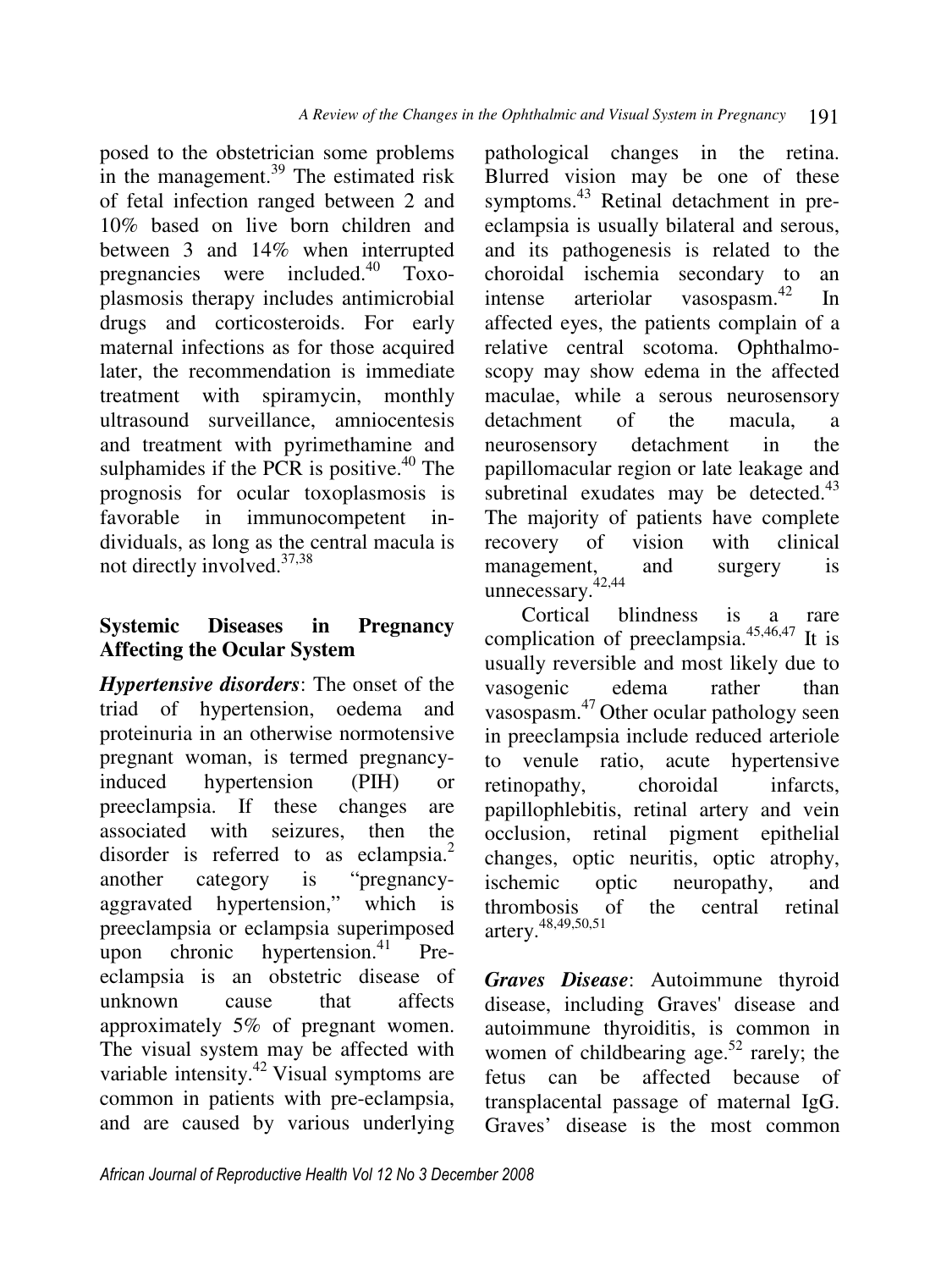posed to the obstetrician some problems in the management.[39] The estimated risk of fetal infection ranged between 2 and 10% based on live born children and between 3 and 14% when interrupted pregnancies were included.[40] Toxoplasmosis therapy includes antimicrobial drugs and corticosteroids. For early maternal infections as for those acquired later, the recommendation is immediate treatment with spiramycin, monthly ultrasound surveillance, amniocentesis and treatment with pyrimethamine and sulphamides if the PCR is positive.[40] The prognosis for ocular toxoplasmosis is favorable in immunocompetent individuals, as long as the central macula is not directly involved.[37,38]

## Systemic Diseases in Pregnancy Affecting the Ocular System

***Hypertensive disorders***: The onset of the triad of hypertension, oedema and proteinuria in an otherwise normotensive pregnant woman, is termed pregnancy-induced hypertension (PIH) or preeclampsia. If these changes are associated with seizures, then the disorder is referred to as eclampsia.[2] another category is "pregnancy-aggravated hypertension," which is preeclampsia or eclampsia superimposed upon chronic hypertension.[41] Pre-eclampsia is an obstetric disease of unknown cause that affects approximately 5% of pregnant women. The visual system may be affected with variable intensity.[42] Visual symptoms are common in patients with pre-eclampsia, and are caused by various underlying pathological changes in the retina. Blurred vision may be one of these symptoms.[43] Retinal detachment in pre-eclampsia is usually bilateral and serous, and its pathogenesis is related to the choroidal ischemia secondary to an intense arteriolar vasospasm.[42] In affected eyes, the patients complain of a relative central scotoma. Ophthalmoscopy may show edema in the affected maculae, while a serous neurosensory detachment of the macula, a neurosensory detachment in the papillomacular region or late leakage and subretinal exudates may be detected.[43] The majority of patients have complete recovery of vision with clinical management, and surgery is unnecessary.[42,44]

Cortical blindness is a rare complication of preeclampsia.[45,46,47] It is usually reversible and most likely due to vasogenic edema rather than vasospasm.[47] Other ocular pathology seen in preeclampsia include reduced arteriole to venule ratio, acute hypertensive retinopathy, choroidal infarcts, papillophlebitis, retinal artery and vein occlusion, retinal pigment epithelial changes, optic neuritis, optic atrophy, ischemic optic neuropathy, and thrombosis of the central retinal artery.[48,49,50,51]

***Graves Disease***: Autoimmune thyroid disease, including Graves' disease and autoimmune thyroiditis, is common in women of childbearing age.[52] rarely; the fetus can be affected because of transplacental passage of maternal IgG. Graves' disease is the most common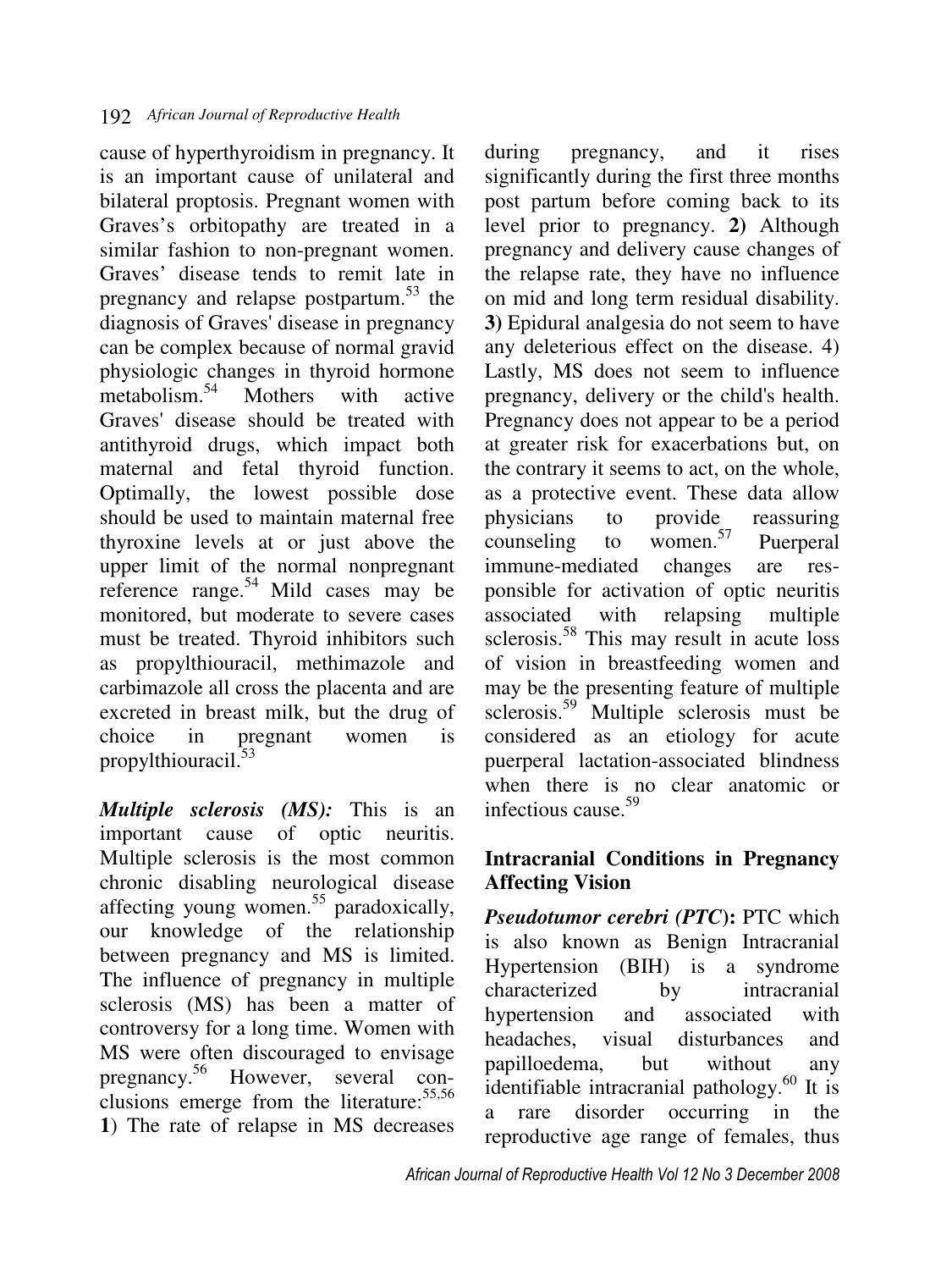cause of hyperthyroidism in pregnancy. It is an important cause of unilateral and bilateral proptosis. Pregnant women with Graves's orbitopathy are treated in a similar fashion to non-pregnant women. Graves' disease tends to remit late in pregnancy and relapse postpartum.[53] the diagnosis of Graves' disease in pregnancy can be complex because of normal gravid physiologic changes in thyroid hormone metabolism.[54] Mothers with active Graves' disease should be treated with antithyroid drugs, which impact both maternal and fetal thyroid function. Optimally, the lowest possible dose should be used to maintain maternal free thyroxine levels at or just above the upper limit of the normal nonpregnant reference range.[54] Mild cases may be monitored, but moderate to severe cases must be treated. Thyroid inhibitors such as propylthiouracil, methimazole and carbimazole all cross the placenta and are excreted in breast milk, but the drug of choice in pregnant women is propylthiouracil.[53]

***Multiple sclerosis (MS):*** This is an important cause of optic neuritis. Multiple sclerosis is the most common chronic disabling neurological disease affecting young women.[55] paradoxically, our knowledge of the relationship between pregnancy and MS is limited. The influence of pregnancy in multiple sclerosis (MS) has been a matter of controversy for a long time. Women with MS were often discouraged to envisage pregnancy.[56] However, several conclusions emerge from the literature:[55,56] **1**) The rate of relapse in MS decreases during pregnancy, and it rises significantly during the first three months post partum before coming back to its level prior to pregnancy. **2)** Although pregnancy and delivery cause changes of the relapse rate, they have no influence on mid and long term residual disability. **3)** Epidural analgesia do not seem to have any deleterious effect on the disease. 4) Lastly, MS does not seem to influence pregnancy, delivery or the child's health. Pregnancy does not appear to be a period at greater risk for exacerbations but, on the contrary it seems to act, on the whole, as a protective event. These data allow physicians to provide reassuring counseling to women.[57] Puerperal immune-mediated changes are responsible for activation of optic neuritis associated with relapsing multiple sclerosis.[58] This may result in acute loss of vision in breastfeeding women and may be the presenting feature of multiple sclerosis.[59] Multiple sclerosis must be considered as an etiology for acute puerperal lactation-associated blindness when there is no clear anatomic or infectious cause.[59]

## Intracranial Conditions in Pregnancy Affecting Vision

***Pseudotumor cerebri (PTC)*:** PTC which is also known as Benign Intracranial Hypertension (BIH) is a syndrome characterized by intracranial hypertension and associated with headaches, visual disturbances and papilloedema, but without any identifiable intracranial pathology.[60] It is a rare disorder occurring in the reproductive age range of females, thus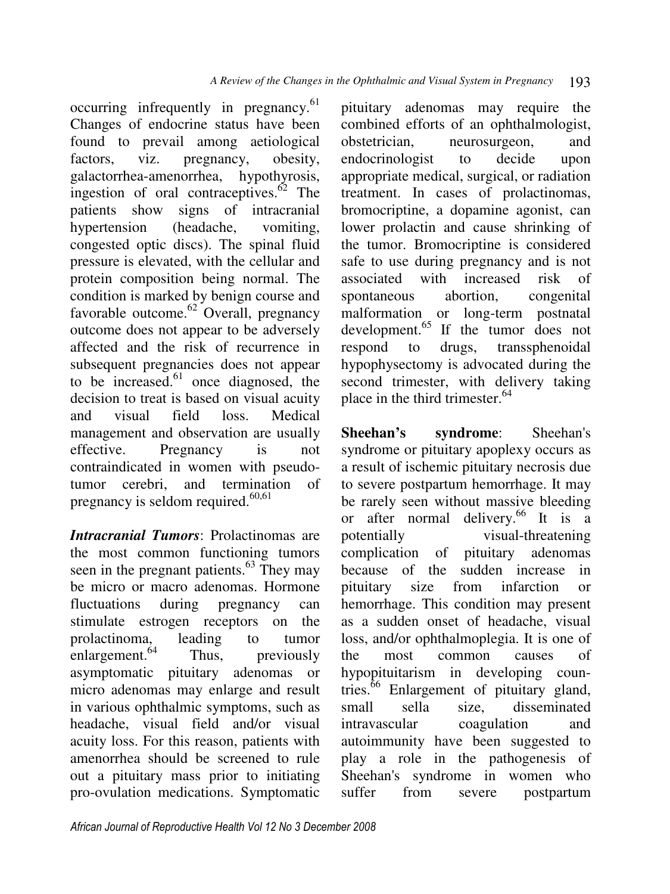occurring infrequently in pregnancy.[61] Changes of endocrine status have been found to prevail among aetiological factors, viz. pregnancy, obesity, galactorrhea-amenorrhea, hypothyrosis, ingestion of oral contraceptives.[62] The patients show signs of intracranial hypertension (headache, vomiting, congested optic discs). The spinal fluid pressure is elevated, with the cellular and protein composition being normal. The condition is marked by benign course and favorable outcome.[62] Overall, pregnancy outcome does not appear to be adversely affected and the risk of recurrence in subsequent pregnancies does not appear to be increased.[61] once diagnosed, the decision to treat is based on visual acuity and visual field loss. Medical management and observation are usually effective. Pregnancy is not contraindicated in women with pseudo-tumor cerebri, and termination of pregnancy is seldom required.[60,61]

***Intracranial Tumors***: Prolactinomas are the most common functioning tumors seen in the pregnant patients.[63] They may be micro or macro adenomas. Hormone fluctuations during pregnancy can stimulate estrogen receptors on the prolactinoma, leading to tumor enlargement.[64] Thus, previously asymptomatic pituitary adenomas or micro adenomas may enlarge and result in various ophthalmic symptoms, such as headache, visual field and/or visual acuity loss. For this reason, patients with amenorrhea should be screened to rule out a pituitary mass prior to initiating pro-ovulation medications. Symptomatic pituitary adenomas may require the combined efforts of an ophthalmologist, obstetrician, neurosurgeon, and endocrinologist to decide upon appropriate medical, surgical, or radiation treatment. In cases of prolactinomas, bromocriptine, a dopamine agonist, can lower prolactin and cause shrinking of the tumor. Bromocriptine is considered safe to use during pregnancy and is not associated with increased risk of spontaneous abortion, congenital malformation or long-term postnatal development.[65] If the tumor does not respond to drugs, transsphenoidal hypophysectomy is advocated during the second trimester, with delivery taking place in the third trimester.[64]

**Sheehan's syndrome**: Sheehan's syndrome or pituitary apoplexy occurs as a result of ischemic pituitary necrosis due to severe postpartum hemorrhage. It may be rarely seen without massive bleeding or after normal delivery.[66] It is a potentially visual-threatening complication of pituitary adenomas because of the sudden increase in pituitary size from infarction or hemorrhage. This condition may present as a sudden onset of headache, visual loss, and/or ophthalmoplegia. It is one of the most common causes of hypopituitarism in developing countries.[66] Enlargement of pituitary gland, small sella size, disseminated intravascular coagulation and autoimmunity have been suggested to play a role in the pathogenesis of Sheehan's syndrome in women who suffer from severe postpartum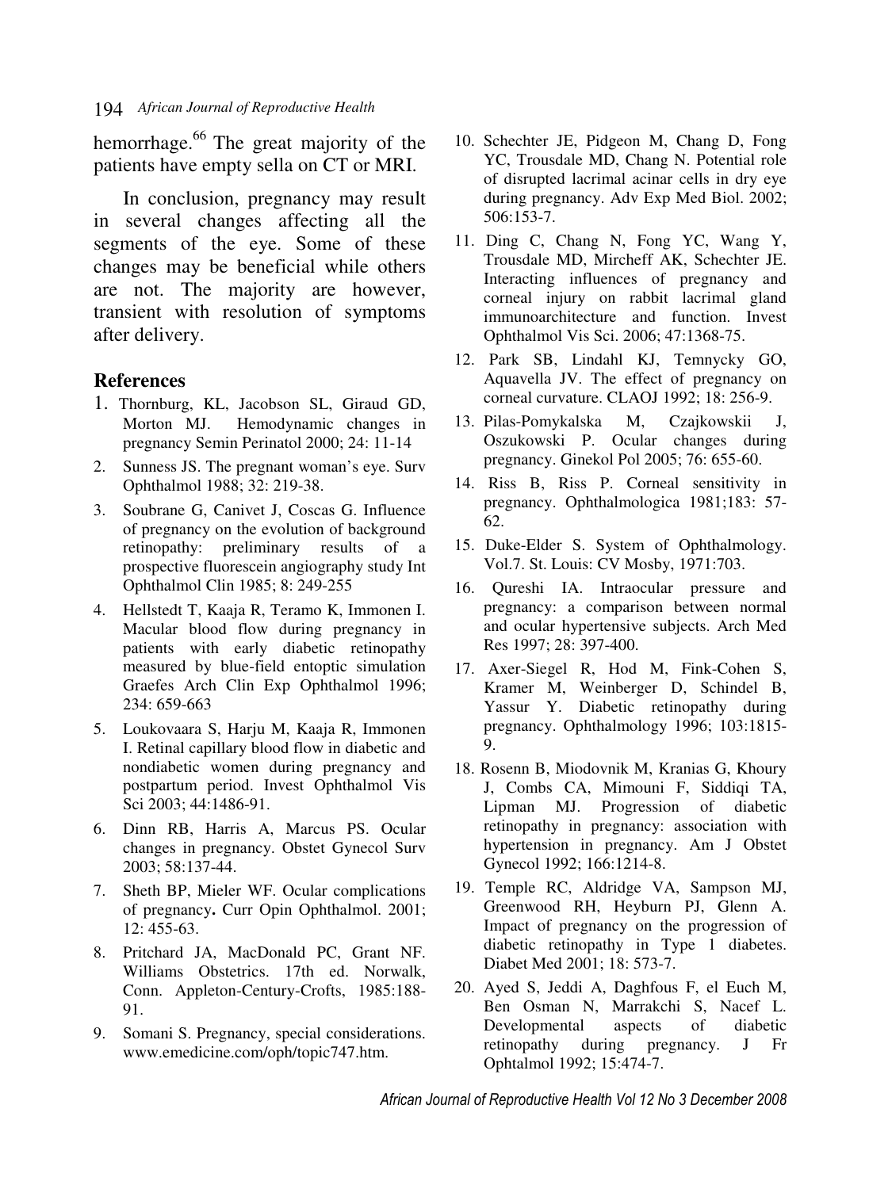hemorrhage.[66] The great majority of the patients have empty sella on CT or MRI.

In conclusion, pregnancy may result in several changes affecting all the segments of the eye. Some of these changes may be beneficial while others are not. The majority are however, transient with resolution of symptoms after delivery.

## References

1. Thornburg, KL, Jacobson SL, Giraud GD, Morton MJ. Hemodynamic changes in pregnancy Semin Perinatol 2000; 24: 11-14
2. Sunness JS. The pregnant woman's eye. Surv Ophthalmol 1988; 32: 219-38.
3. Soubrane G, Canivet J, Coscas G. Influence of pregnancy on the evolution of background retinopathy: preliminary results of a prospective fluorescein angiography study Int Ophthalmol Clin 1985; 8: 249-255
4. Hellstedt T, Kaaja R, Teramo K, Immonen I. Macular blood flow during pregnancy in patients with early diabetic retinopathy measured by blue-field entoptic simulation Graefes Arch Clin Exp Ophthalmol 1996; 234: 659-663
5. Loukovaara S, Harju M, Kaaja R, Immonen I. Retinal capillary blood flow in diabetic and nondiabetic women during pregnancy and postpartum period. Invest Ophthalmol Vis Sci 2003; 44:1486-91.
6. Dinn RB, Harris A, Marcus PS. Ocular changes in pregnancy. Obstet Gynecol Surv 2003; 58:137-44.
7. Sheth BP, Mieler WF. Ocular complications of pregnancy**.** Curr Opin Ophthalmol. 2001; 12: 455-63.
8. Pritchard JA, MacDonald PC, Grant NF. Williams Obstetrics. 17th ed. Norwalk, Conn. Appleton-Century-Crofts, 1985:188-91.
9. Somani S. Pregnancy, special considerations. www.emedicine.com/oph/topic747.htm.
10. Schechter JE, Pidgeon M, Chang D, Fong YC, Trousdale MD, Chang N. Potential role of disrupted lacrimal acinar cells in dry eye during pregnancy. Adv Exp Med Biol. 2002; 506:153-7.
11. Ding C, Chang N, Fong YC, Wang Y, Trousdale MD, Mircheff AK, Schechter JE. Interacting influences of pregnancy and corneal injury on rabbit lacrimal gland immunoarchitecture and function. Invest Ophthalmol Vis Sci. 2006; 47:1368-75.
12. Park SB, Lindahl KJ, Temnycky GO, Aquavella JV. The effect of pregnancy on corneal curvature. CLAOJ 1992; 18: 256-9.
13. Pilas-Pomykalska M, Czajkowskii J, Oszukowski P. Ocular changes during pregnancy. Ginekol Pol 2005; 76: 655-60.
14. Riss B, Riss P. Corneal sensitivity in pregnancy. Ophthalmologica 1981;183: 57-62.
15. Duke-Elder S. System of Ophthalmology. Vol.7. St. Louis: CV Mosby, 1971:703.
16. Qureshi IA. Intraocular pressure and pregnancy: a comparison between normal and ocular hypertensive subjects. Arch Med Res 1997; 28: 397-400.
17. Axer-Siegel R, Hod M, Fink-Cohen S, Kramer M, Weinberger D, Schindel B, Yassur Y. Diabetic retinopathy during pregnancy. Ophthalmology 1996; 103:1815-9.
18. Rosenn B, Miodovnik M, Kranias G, Khoury J, Combs CA, Mimouni F, Siddiqi TA, Lipman MJ. Progression of diabetic retinopathy in pregnancy: association with hypertension in pregnancy. Am J Obstet Gynecol 1992; 166:1214-8.
19. Temple RC, Aldridge VA, Sampson MJ, Greenwood RH, Heyburn PJ, Glenn A. Impact of pregnancy on the progression of diabetic retinopathy in Type 1 diabetes. Diabet Med 2001; 18: 573-7.
20. Ayed S, Jeddi A, Daghfous F, el Euch M, Ben Osman N, Marrakchi S, Nacef L. Developmental aspects of diabetic retinopathy during pregnancy. J Fr Ophtalmol 1992; 15:474-7.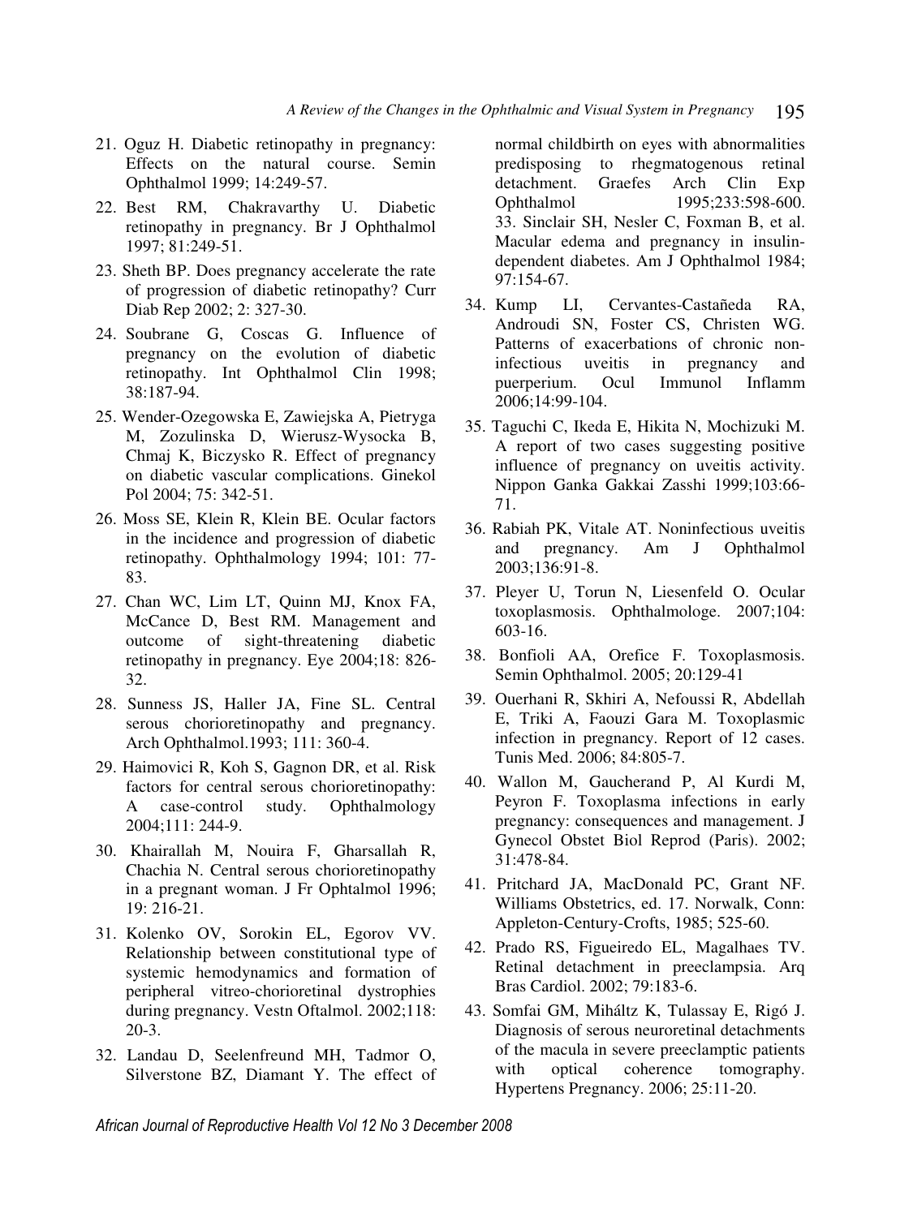21. Oguz H. Diabetic retinopathy in pregnancy: Effects on the natural course. Semin Ophthalmol 1999; 14:249-57.
22. Best RM, Chakravarthy U. Diabetic retinopathy in pregnancy. Br J Ophthalmol 1997; 81:249-51.
23. Sheth BP. Does pregnancy accelerate the rate of progression of diabetic retinopathy? Curr Diab Rep 2002; 2: 327-30.
24. Soubrane G, Coscas G. Influence of pregnancy on the evolution of diabetic retinopathy. Int Ophthalmol Clin 1998; 38:187-94.
25. Wender-Ozegowska E, Zawiejska A, Pietryga M, Zozulinska D, Wierusz-Wysocka B, Chmaj K, Biczysko R. Effect of pregnancy on diabetic vascular complications. Ginekol Pol 2004; 75: 342-51.
26. Moss SE, Klein R, Klein BE. Ocular factors in the incidence and progression of diabetic retinopathy. Ophthalmology 1994; 101: 77-83.
27. Chan WC, Lim LT, Quinn MJ, Knox FA, McCance D, Best RM. Management and outcome of sight-threatening diabetic retinopathy in pregnancy. Eye 2004;18: 826-32.
28. Sunness JS, Haller JA, Fine SL. Central serous chorioretinopathy and pregnancy. Arch Ophthalmol.1993; 111: 360-4.
29. Haimovici R, Koh S, Gagnon DR, et al. Risk factors for central serous chorioretinopathy: A case-control study. Ophthalmology 2004;111: 244-9.
30. Khairallah M, Nouira F, Gharsallah R, Chachia N. Central serous chorioretinopathy in a pregnant woman. J Fr Ophtalmol 1996; 19: 216-21.
31. Kolenko OV, Sorokin EL, Egorov VV. Relationship between constitutional type of systemic hemodynamics and formation of peripheral vitreo-chorioretinal dystrophies during pregnancy. Vestn Oftalmol. 2002;118: 20-3.
32. Landau D, Seelenfreund MH, Tadmor O, Silverstone BZ, Diamant Y. The effect of normal childbirth on eyes with abnormalities predisposing to rhegmatogenous retinal detachment. Graefes Arch Clin Exp Ophthalmol 1995;233:598-600.
33. Sinclair SH, Nesler C, Foxman B, et al. Macular edema and pregnancy in insulin-dependent diabetes. Am J Ophthalmol 1984; 97:154-67.
34. Kump LI, Cervantes-Castañeda RA, Androudi SN, Foster CS, Christen WG. Patterns of exacerbations of chronic non-infectious uveitis in pregnancy and puerperium. Ocul Immunol Inflamm 2006;14:99-104.
35. Taguchi C, Ikeda E, Hikita N, Mochizuki M. A report of two cases suggesting positive influence of pregnancy on uveitis activity. Nippon Ganka Gakkai Zasshi 1999;103:66-71.
36. Rabiah PK, Vitale AT. Noninfectious uveitis and pregnancy. Am J Ophthalmol 2003;136:91-8.
37. Pleyer U, Torun N, Liesenfeld O. Ocular toxoplasmosis. Ophthalmologe. 2007;104: 603-16.
38. Bonfioli AA, Orefice F. Toxoplasmosis. Semin Ophthalmol. 2005; 20:129-41
39. Ouerhani R, Skhiri A, Nefoussi R, Abdellah E, Triki A, Faouzi Gara M. Toxoplasmic infection in pregnancy. Report of 12 cases. Tunis Med. 2006; 84:805-7.
40. Wallon M, Gaucherand P, Al Kurdi M, Peyron F. Toxoplasma infections in early pregnancy: consequences and management. J Gynecol Obstet Biol Reprod (Paris). 2002; 31:478-84.
41. Pritchard JA, MacDonald PC, Grant NF. Williams Obstetrics, ed. 17. Norwalk, Conn: Appleton-Century-Crofts, 1985; 525-60.
42. Prado RS, Figueiredo EL, Magalhaes TV. Retinal detachment in preeclampsia. Arq Bras Cardiol. 2002; 79:183-6.
43. Somfai GM, Miháltz K, Tulassay E, Rigó J. Diagnosis of serous neuroretinal detachments of the macula in severe preeclamptic patients with optical coherence tomography. Hypertens Pregnancy. 2006; 25:11-20.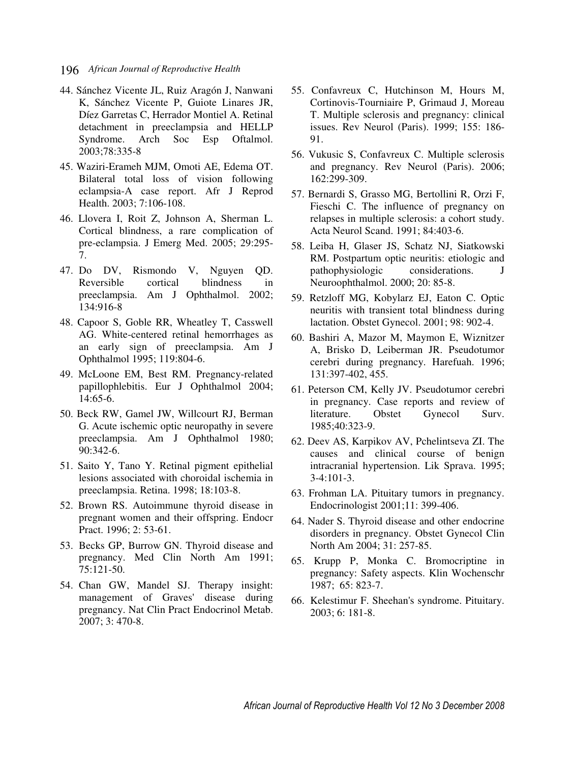44. Sánchez Vicente JL, Ruiz Aragón J, Nanwani K, Sánchez Vicente P, Guiote Linares JR, Díez Garretas C, Herrador Montiel A. Retinal detachment in preeclampsia and HELLP Syndrome. Arch Soc Esp Oftalmol. 2003;78:335-8

45. Waziri-Erameh MJM, Omoti AE, Edema OT. Bilateral total loss of vision following eclampsia-A case report. Afr J Reprod Health. 2003; 7:106-108.

46. Llovera I, Roit Z, Johnson A, Sherman L. Cortical blindness, a rare complication of pre-eclampsia. J Emerg Med. 2005; 29:295-7.

47. Do DV, Rismondo V, Nguyen QD. Reversible cortical blindness in preeclampsia. Am J Ophthalmol. 2002; 134:916-8

48. Capoor S, Goble RR, Wheatley T, Casswell AG. White-centered retinal hemorrhages as an early sign of preeclampsia. Am J Ophthalmol 1995; 119:804-6.

49. McLoone EM, Best RM. Pregnancy-related papillophlebitis. Eur J Ophthalmol 2004; 14:65-6.

50. Beck RW, Gamel JW, Willcourt RJ, Berman G. Acute ischemic optic neuropathy in severe preeclampsia. Am J Ophthalmol 1980; 90:342-6.

51. Saito Y, Tano Y. Retinal pigment epithelial lesions associated with choroidal ischemia in preeclampsia. Retina. 1998; 18:103-8.

52. Brown RS. Autoimmune thyroid disease in pregnant women and their offspring. Endocr Pract. 1996; 2: 53-61.

53. Becks GP, Burrow GN. Thyroid disease and pregnancy. Med Clin North Am 1991; 75:121-50.

54. Chan GW, Mandel SJ. Therapy insight: management of Graves' disease during pregnancy. Nat Clin Pract Endocrinol Metab. 2007; 3: 470-8.

55. Confavreux C, Hutchinson M, Hours M, Cortinovis-Tourniaire P, Grimaud J, Moreau T. Multiple sclerosis and pregnancy: clinical issues. Rev Neurol (Paris). 1999; 155: 186-91.

56. Vukusic S, Confavreux C. Multiple sclerosis and pregnancy. Rev Neurol (Paris). 2006; 162:299-309.

57. Bernardi S, Grasso MG, Bertollini R, Orzi F, Fieschi C. The influence of pregnancy on relapses in multiple sclerosis: a cohort study. Acta Neurol Scand. 1991; 84:403-6.

58. Leiba H, Glaser JS, Schatz NJ, Siatkowski RM. Postpartum optic neuritis: etiologic and pathophysiologic considerations. J Neuroophthalmol. 2000; 20: 85-8.

59. Retzloff MG, Kobylarz EJ, Eaton C. Optic neuritis with transient total blindness during lactation. Obstet Gynecol. 2001; 98: 902-4.

60. Bashiri A, Mazor M, Maymon E, Wiznitzer A, Brisko D, Leiberman JR. Pseudotumor cerebri during pregnancy. Harefuah. 1996; 131:397-402, 455.

61. Peterson CM, Kelly JV. Pseudotumor cerebri in pregnancy. Case reports and review of literature. Obstet Gynecol Surv. 1985;40:323-9.

62. Deev AS, Karpikov AV, Pchelintseva ZI. The causes and clinical course of benign intracranial hypertension. Lik Sprava. 1995; 3-4:101-3.

63. Frohman LA. Pituitary tumors in pregnancy. Endocrinologist 2001;11: 399-406.

64. Nader S. Thyroid disease and other endocrine disorders in pregnancy. Obstet Gynecol Clin North Am 2004; 31: 257-85.

65. Krupp P, Monka C. Bromocriptine in pregnancy: Safety aspects. Klin Wochenschr 1987; 65: 823-7.

66. Kelestimur F. Sheehan's syndrome. Pituitary. 2003; 6: 181-8.